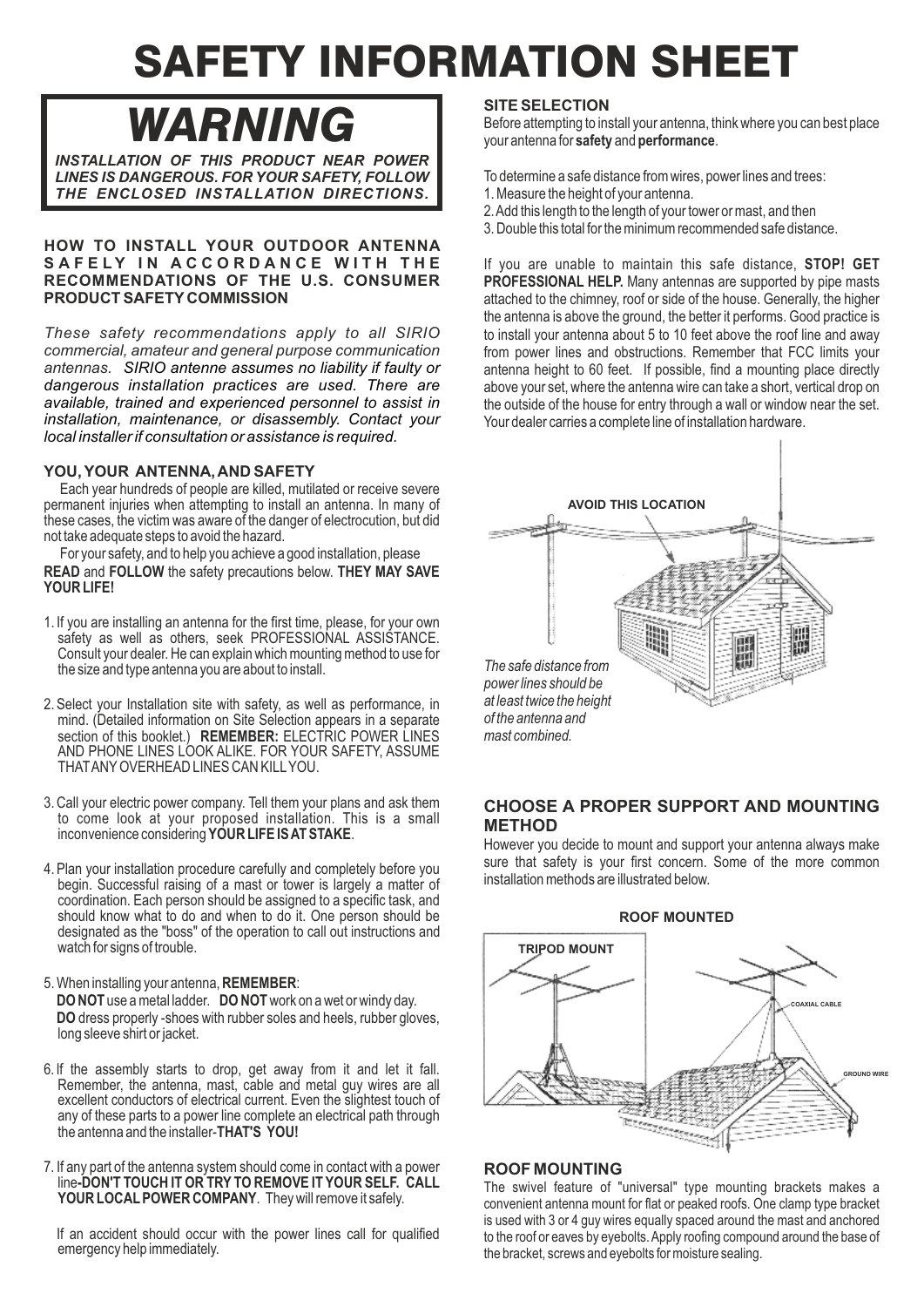# SAFETY INFORMATION SHEET

## WARNING

***INSTALLATION OF THIS PRODUCT NEAR POWER LINES IS DANGEROUS. FOR YOUR SAFETY, FOLLOW THE ENCLOSED INSTALLATION DIRECTIONS.***

**HOW TO INSTALL YOUR OUTDOOR ANTENNA SAFELY IN ACCORDANCE WITH THE RECOMMENDATIONS OF THE U.S. CONSUMER PRODUCT SAFETY COMMISSION**

*These safety recommendations apply to all SIRIO commercial, amateur and general purpose communication antennas. SIRIO antenne assumes no liability if faulty or dangerous installation practices are used. There are available, trained and experienced personnel to assist in installation, maintenance, or disassembly. Contact your local installer if consultation or assistance is required.*

### YOU, YOUR ANTENNA, AND SAFETY

Each year hundreds of people are killed, mutilated or receive severe permanent injuries when attempting to install an antenna. In many of these cases, the victim was aware of the danger of electrocution, but did not take adequate steps to avoid the hazard.

For your safety, and to help you achieve a good installation, please **READ** and **FOLLOW** the safety precautions below. **THEY MAY SAVE YOUR LIFE!**

1. If you are installing an antenna for the first time, please, for your own safety as well as others, seek PROFESSIONAL ASSISTANCE. Consult your dealer. He can explain which mounting method to use for the size and type antenna you are about to install.

2. Select your Installation site with safety, as well as performance, in mind. (Detailed information on Site Selection appears in a separate section of this booklet.) **REMEMBER:** ELECTRIC POWER LINES AND PHONE LINES LOOK ALIKE. FOR YOUR SAFETY, ASSUME THAT ANY OVERHEAD LINES CAN KILL YOU.

3. Call your electric power company. Tell them your plans and ask them to come look at your proposed installation. This is a small inconvenience considering **YOUR LIFE IS AT STAKE**.

4. Plan your installation procedure carefully and completely before you begin. Successful raising of a mast or tower is largely a matter of coordination. Each person should be assigned to a specific task, and should know what to do and when to do it. One person should be designated as the "boss" of the operation to call out instructions and watch for signs of trouble.

5. When installing your antenna, **REMEMBER**:
   **DO NOT** use a metal ladder. **DO NOT** work on a wet or windy day.
   **DO** dress properly -shoes with rubber soles and heels, rubber gloves, long sleeve shirt or jacket.

6. If the assembly starts to drop, get away from it and let it fall. Remember, the antenna, mast, cable and metal guy wires are all excellent conductors of electrical current. Even the slightest touch of any of these parts to a power line complete an electrical path through the antenna and the installer-**THAT'S YOU!**

7. If any part of the antenna system should come in contact with a power line**-DON'T TOUCH IT OR TRY TO REMOVE IT YOUR SELF. CALL YOUR LOCAL POWER COMPANY**. They will remove it safely.

   If an accident should occur with the power lines call for qualified emergency help immediately.

### SITE SELECTION

Before attempting to install your antenna, think where you can best place your antenna for **safety** and **performance**.

To determine a safe distance from wires, power lines and trees:

1. Measure the height of your antenna.
2. Add this length to the length of your tower or mast, and then
3. Double this total for the minimum recommended safe distance.

If you are unable to maintain this safe distance, **STOP! GET PROFESSIONAL HELP.** Many antennas are supported by pipe masts attached to the chimney, roof or side of the house. Generally, the higher the antenna is above the ground, the better it performs. Good practice is to install your antenna about 5 to 10 feet above the roof line and away from power lines and obstructions. Remember that FCC limits your antenna height to 60 feet. If possible, find a mounting place directly above your set, where the antenna wire can take a short, vertical drop on the outside of the house for entry through a wall or window near the set. Your dealer carries a complete line of installation hardware.

AVOID THIS LOCATION

*The safe distance from power lines should be at least twice the height of the antenna and mast combined.*

### CHOOSE A PROPER SUPPORT AND MOUNTING METHOD

However you decide to mount and support your antenna always make sure that safety is your first concern. Some of the more common installation methods are illustrated below.

ROOF MOUNTED

TRIPOD MOUNT

COAXIAL CABLE

GROUND WIRE

### ROOF MOUNTING

The swivel feature of "universal" type mounting brackets makes a convenient antenna mount for flat or peaked roofs. One clamp type bracket is used with 3 or 4 guy wires equally spaced around the mast and anchored to the roof or eaves by eyebolts. Apply roofing compound around the base of the bracket, screws and eyebolts for moisture sealing.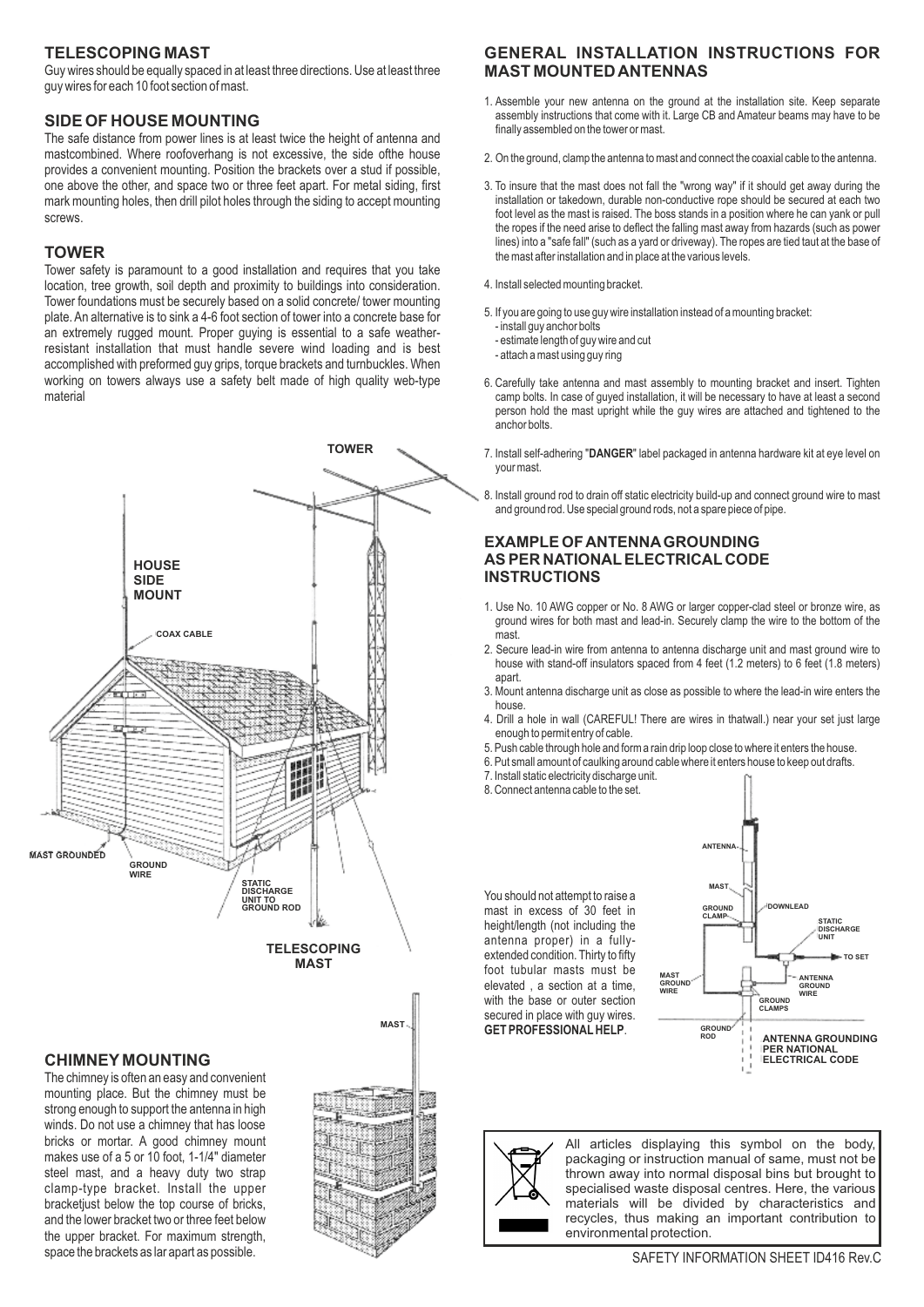## TELESCOPING MAST

Guy wires should be equally spaced in at least three directions. Use at least three guy wires for each 10 foot section of mast.

## SIDE OF HOUSE MOUNTING

The safe distance from power lines is at least twice the height of antenna and mastcombined. Where roofoverhang is not excessive, the side ofthe house provides a convenient mounting. Position the brackets over a stud if possible, one above the other, and space two or three feet apart. For metal siding, first mark mounting holes, then drill pilot holes through the siding to accept mounting screws.

## TOWER

Tower safety is paramount to a good installation and requires that you take location, tree growth, soil depth and proximity to buildings into consideration. Tower foundations must be securely based on a solid concrete/ tower mounting plate. An alternative is to sink a 4-6 foot section of tower into a concrete base for an extremely rugged mount. Proper guying is essential to a safe weather-resistant installation that must handle severe wind loading and is best accomplished with preformed guy grips, torque brackets and turnbuckles. When working on towers always use a safety belt made of high quality web-type material

## CHIMNEY MOUNTING

The chimney is often an easy and convenient mounting place. But the chimney must be strong enough to support the antenna in high winds. Do not use a chimney that has loose bricks or mortar. A good chimney mount makes use of a 5 or 10 foot, 1-1/4" diameter steel mast, and a heavy duty two strap clamp-type bracket. Install the upper bracketjust below the top course of bricks, and the lower bracket two or three feet below the upper bracket. For maximum strength, space the brackets as lar apart as possible.

## GENERAL INSTALLATION INSTRUCTIONS FOR MAST MOUNTED ANTENNAS

1. Assemble your new antenna on the ground at the installation site. Keep separate assembly instructions that come with it. Large CB and Amateur beams may have to be finally assembled on the tower or mast.
2. On the ground, clamp the antenna to mast and connect the coaxial cable to the antenna.
3. To insure that the mast does not fall the "wrong way" if it should get away during the installation or takedown, durable non-conductive rope should be secured at each two foot level as the mast is raised. The boss stands in a position where he can yank or pull the ropes if the need arise to deflect the falling mast away from hazards (such as power lines) into a "safe fall" (such as a yard or driveway). The ropes are tied taut at the base of the mast after installation and in place at the various levels.
4. Install selected mounting bracket.
5. If you are going to use guy wire installation instead of a mounting bracket:
   - install guy anchor bolts
   - estimate length of guy wire and cut
   - attach a mast using guy ring
6. Carefully take antenna and mast assembly to mounting bracket and insert. Tighten camp bolts. In case of guyed installation, it will be necessary to have at least a second person hold the mast upright while the guy wires are attached and tightened to the anchor bolts.
7. Install self-adhering "**DANGER**" label packaged in antenna hardware kit at eye level on your mast.
8. Install ground rod to drain off static electricity build-up and connect ground wire to mast and ground rod. Use special ground rods, not a spare piece of pipe.

## EXAMPLE OF ANTENNA GROUNDING AS PER NATIONAL ELECTRICAL CODE INSTRUCTIONS

1. Use No. 10 AWG copper or No. 8 AWG or larger copper-clad steel or bronze wire, as ground wires for both mast and lead-in. Securely clamp the wire to the bottom of the mast.
2. Secure lead-in wire from antenna to antenna discharge unit and mast ground wire to house with stand-off insulators spaced from 4 feet (1.2 meters) to 6 feet (1.8 meters) apart.
3. Mount antenna discharge unit as close as possible to where the lead-in wire enters the house.
4. Drill a hole in wall (CAREFUL! There are wires in thatwall.) near your set just large enough to permit entry of cable.
5. Push cable through hole and form a rain drip loop close to where it enters the house.
6. Put small amount of caulking around cable where it enters house to keep out drafts.
7. Install static electricity discharge unit.
8. Connect antenna cable to the set.

You should not attempt to raise a mast in excess of 30 feet in height/length (not including the antenna proper) in a fully-extended condition. Thirty to fifty foot tubular masts must be elevated , a section at a time, with the base or outer section secured in place with guy wires. **GET PROFESSIONAL HELP**.

All articles displaying this symbol on the body, packaging or instruction manual of same, must not be thrown away into normal disposal bins but brought to specialised waste disposal centres. Here, the various materials will be divided by characteristics and recycles, thus making an important contribution to environmental protection.

SAFETY INFORMATION SHEET ID416 Rev.C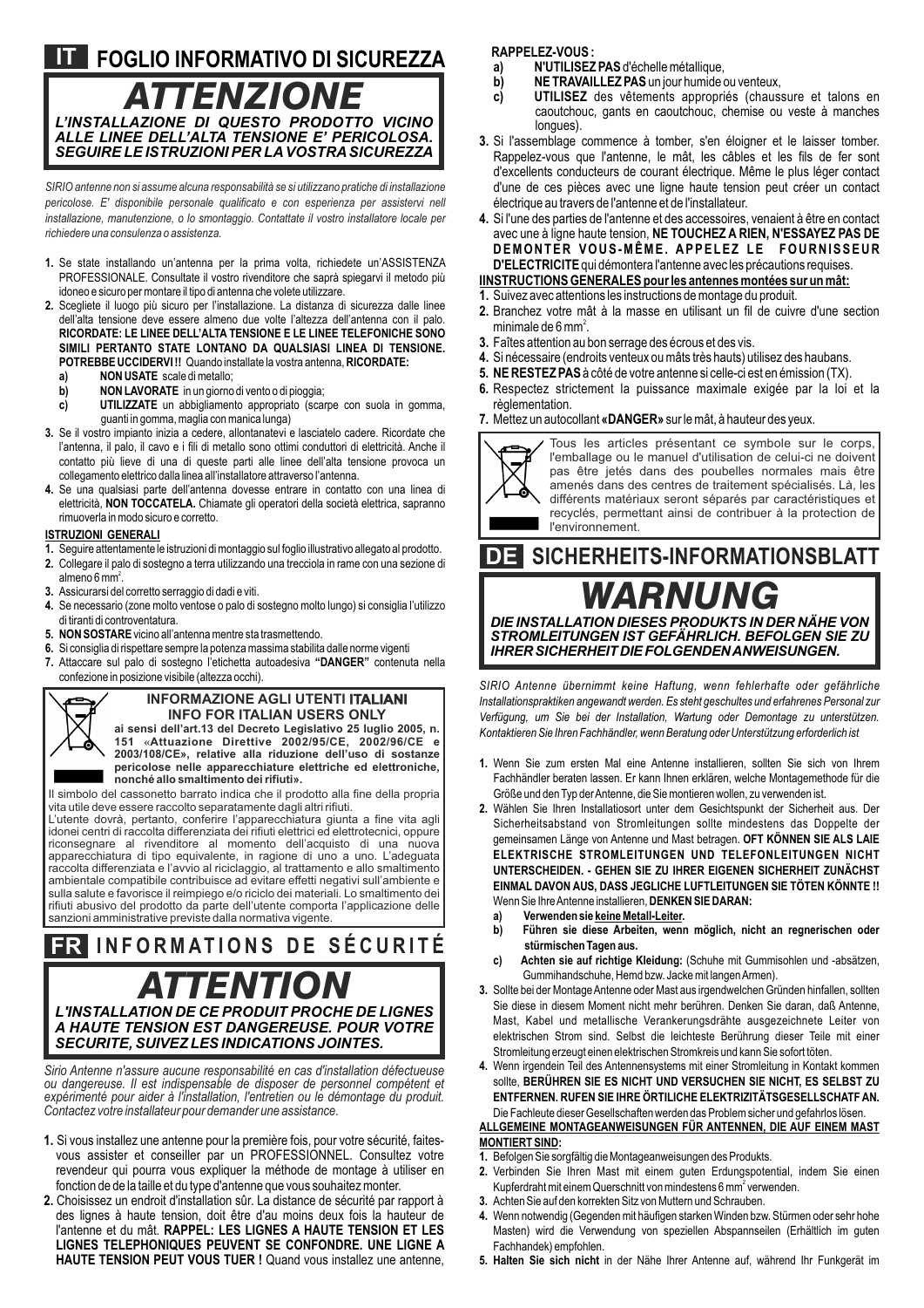## IT FOGLIO INFORMATIVO DI SICUREZZA

# ATTENZIONE

***L'INSTALLAZIONE DI QUESTO PRODOTTO VICINO ALLE LINEE DELL'ALTA TENSIONE E' PERICOLOSA. SEGUIRE LE ISTRUZIONI PER LA VOSTRA SICUREZZA***

*SIRIO antenne non si assume alcuna responsabilità se si utilizzano pratiche di installazione pericolose. E' disponibile personale qualificato e con esperienza per assistervi nell installazione, manutenzione, o lo smontaggio. Contattate il vostro installatore locale per richiedere una consulenza o assistenza.*

1. Se state installando un'antenna per la prima volta, richiedete un'ASSISTENZA PROFESSIONALE. Consultate il vostro rivenditore che saprà spiegarvi il metodo più idoneo e sicuro per montare il tipo di antenna che volete utilizzare.
2. Scegliete il luogo più sicuro per l'installazione. La distanza di sicurezza dalle linee dell'alta tensione deve essere almeno due volte l'altezza dell'antenna con il palo. **RICORDATE: LE LINEE DELL'ALTA TENSIONE E LE LINEE TELEFONICHE SONO SIMILI PERTANTO STATE LONTANO DA QUALSIASI LINEA DI TENSIONE. POTREBBE UCCIDERVI !!** Quando installate la vostra antenna, **RICORDATE:**
   - a) **NON USATE** scale di metallo;
   - b) **NON LAVORATE** in un giorno di vento o di pioggia;
   - c) **UTILIZZATE** un abbigliamento appropriato (scarpe con suola in gomma, guanti in gomma, maglia con manica lunga)
3. Se il vostro impianto inizia a cedere, allontanatevi e lasciatelo cadere. Ricordate che l'antenna, il palo, il cavo e i fili di metallo sono ottimi conduttori di elettricità. Anche il contatto più lieve di una di queste parti alle linee dell'alta tensione provoca un collegamento elettrico dalla linea all'installatore attraverso l'antenna.
4. Se una qualsiasi parte dell'antenna dovesse entrare in contatto con una linea di elettricità, **NON TOCCATELA.** Chiamate gli operatori della società elettrica, sapranno rimuoverla in modo sicuro e corretto.

**ISTRUZIONI GENERALI**

1. Seguire attentamente le istruzioni di montaggio sul foglio illustrativo allegato al prodotto.
2. Collegare il palo di sostegno a terra utilizzando una trecciola in rame con una sezione di almeno 6 mm$^2$.
3. Assicurarsi del corretto serraggio di dadi e viti.
4. Se necessario (zone molto ventose o palo di sostegno molto lungo) si consiglia l'utilizzo di tiranti di controventatura.
5. **NON SOSTARE** vicino all'antenna mentre sta trasmettendo.
6. Si consiglia di rispettare sempre la potenza massima stabilita dalle norme vigenti
7. Attaccare sul palo di sostegno l'etichetta autoadesiva **"DANGER"** contenuta nella confezione in posizione visibile (altezza occhi).

**INFORMAZIONE AGLI UTENTI ITALIANI**
**INFO FOR ITALIAN USERS ONLY**
**ai sensi dell'art.13 del Decreto Legislativo 25 luglio 2005, n. 151 «Attuazione Direttive 2002/95/CE, 2002/96/CE e 2003/108/CE», relative alla riduzione dell'uso di sostanze pericolose nelle apparecchiature elettriche ed elettroniche, nonché allo smaltimento dei rifiuti».**

Il simbolo del cassonetto barrato indica che il prodotto alla fine della propria vita utile deve essere raccolto separatamente dagli altri rifiuti.
L'utente dovrà, pertanto, conferire l'apparecchiatura giunta a fine vita agli idonei centri di raccolta differenziata dei rifiuti elettrici ed elettrotecnici, oppure riconsegnare al rivenditore al momento dell'acquisto di una nuova apparecchiatura di tipo equivalente, in ragione di uno a uno. L'adeguata raccolta differenziata e l'avvio al riciclaggio, al trattamento e allo smaltimento ambientale compatibile contribuisce ad evitare effetti negativi sull'ambiente e sulla salute e favorisce il reimpiego e/o riciclo dei materiali. Lo smaltimento dei rifiuti abusivo del prodotto da parte dell'utente comporta l'applicazione delle sanzioni amministrative previste dalla normativa vigente.

## FR INFORMATIONS DE SÉCURITÉ

# ATTENTION

***L'INSTALLATION DE CE PRODUIT PROCHE DE LIGNES A HAUTE TENSION EST DANGEREUSE. POUR VOTRE SECURITE, SUIVEZ LES INDICATIONS JOINTES.***

*Sirio Antenne n'assure aucune responsabilité en cas d'installation défectueuse ou dangereuse. Il est indispensable de disposer de personnel compétent et expérimenté pour aider à l'installation, l'entretien ou le démontage du produit. Contactez votre installateur pour demander une assistance.*

1. Si vous installez une antenne pour la première fois, pour votre sécurité, faites-vous assister et conseiller par un PROFESSIONNEL. Consultez votre revendeur qui pourra vous expliquer la méthode de montage à utiliser en fonction de de la taille et du type d'antenne que vous souhaitez monter.
2. Choisissez un endroit d'installation sûr. La distance de sécurité par rapport à des lignes à haute tension, doit être d'au moins deux fois la hauteur de l'antenne et du mât. **RAPPEL: LES LIGNES A HAUTE TENSION ET LES LIGNES TELEPHONIQUES PEUVENT SE CONFONDRE. UNE LIGNE A HAUTE TENSION PEUT VOUS TUER !** Quand vous installez une antenne,

**RAPPELEZ-VOUS :**
   - a) **N'UTILISEZ PAS** d'échelle métallique,
   - b) **NE TRAVAILLEZ PAS** un jour humide ou venteux,
   - c) **UTILISEZ** des vêtements appropriés (chaussure et talons en caoutchouc, gants en caoutchouc, chemise ou veste à manches longues).
3. Si l'assemblage commence à tomber, s'en éloigner et le laisser tomber. Rappelez-vous que l'antenne, le mât, les câbles et les fils de fer sont d'excellents conducteurs de courant électrique. Même le plus léger contact d'une de ces pièces avec une ligne haute tension peut créer un contact électrique au travers de l'antenne et de l'installateur.
4. Si l'une des parties de l'antenne et des accessoires, venaient à être en contact avec une à ligne haute tension, **NE TOUCHEZ A RIEN, N'ESSAYEZ PAS DE DEMONTER VOUS-MÊME. APPELEZ LE FOURNISSEUR D'ELECTRICITE** qui démontera l'antenne avec les précautions requises.

**IINSTRUCTIONS GENERALES pour les antennes montées sur un mât:**

1. Suivez avec attentions les instructions de montage du produit.
2. Branchez votre mât à la masse en utilisant un fil de cuivre d'une section minimale de 6 mm$^2$.
3. Faîtes attention au bon serrage des écrous et des vis.
4. Si nécessaire (endroits venteux ou mâts très hauts) utilisez des haubans.
5. **NE RESTEZ PAS** à côté de votre antenne si celle-ci est en émission (TX).
6. Respectez strictement la puissance maximale exigée par la loi et la règlementation.
7. Mettez un autocollant **«DANGER»** sur le mât, à hauteur des yeux.

Tous les articles présentant ce symbole sur le corps, l'emballage ou le manuel d'utilisation de celui-ci ne doivent pas être jetés dans des poubelles normales mais être amenés dans des centres de traitement spécialisés. Là, les différents matériaux seront séparés par caractéristiques et recyclés, permettant ainsi de contribuer à la protection de l'environnement.

## DE SICHERHEITS-INFORMATIONSBLATT

# WARNUNG

***DIE INSTALLATION DIESES PRODUKTS IN DER NÄHE VON STROMLEITUNGEN IST GEFÄHRLICH. BEFOLGEN SIE ZU IHRER SICHERHEIT DIE FOLGENDEN ANWEISUNGEN.***

*SIRIO Antenne übernimmt keine Haftung, wenn fehlerhafte oder gefährliche Installationspraktiken angewandt werden. Es steht geschultes und erfahrenes Personal zur Verfügung, um Sie bei der Installation, Wartung oder Demontage zu unterstützen. Kontaktieren Sie Ihren Fachhändler, wenn Beratung oder Unterstützung erforderlich ist*

1. Wenn Sie zum ersten Mal eine Antenne installieren, sollten Sie sich von Ihrem Fachhändler beraten lassen. Er kann Ihnen erklären, welche Montagemethode für die Größe und den Typ der Antenne, die Sie montieren wollen, zu verwenden ist.
2. Wählen Sie Ihren Installationsort unter dem Gesichtspunkt der Sicherheit aus. Der Sicherheitsabstand von Stromleitungen sollte mindestens das Doppelte der gemeinsamen Länge von Antenne und Mast betragen. **OFT KÖNNEN SIE ALS LAIE ELEKTRISCHE STROMLEITUNGEN UND TELEFONLEITUNGEN NICHT UNTERSCHEIDEN. - GEHEN SIE ZU IHRER EIGENEN SICHERHEIT ZUNÄCHST EINMAL DAVON AUS, DASS JEGLICHE LUFTLEITUNGEN SIE TÖTEN KÖNNTE !!** Wenn Sie Ihre Antenne installieren, **DENKEN SIE DARAN:**
   - a) **Verwenden sie keine Metall-Leiter.**
   - b) **Führen sie diese Arbeiten, wenn möglich, nicht an regnerischen oder stürmischen Tagen aus.**
   - c) **Achten sie auf richtige Kleidung:** (Schuhe mit Gummisohlen und -absätzen, Gummihandschuhe, Hemd bzw. Jacke mit langen Armen).
3. Sollte bei der Montage Antenne oder Mast aus irgendwelchen Gründen hinfallen, sollten Sie diese in diesem Moment nicht mehr berühren. Denken Sie daran, daß Antenne, Mast, Kabel und metallische Verankerungsdrähte ausgezeichnete Leiter von elektrischen Strom sind. Selbst die leichteste Berührung dieser Teile mit einer Stromleitung erzeugt einen elektrischen Stromkreis und kann Sie sofort töten.
4. Wenn irgendein Teil des Antennensystems mit einer Stromleitung in Kontakt kommen sollte, **BERÜHREN SIE ES NICHT UND VERSUCHEN SIE NICHT, ES SELBST ZU ENTFERNEN. RUFEN SIE IHRE ÖRTLICHE ELEKTRIZITÄTSGESELLSCHAFT AN.** Die Fachleute dieser Gesellschaften werden das Problem sicher und gefahrlos lösen.

**ALLGEMEINE MONTAGEANWEISUNGEN FÜR ANTENNEN, DIE AUF EINEM MAST MONTIERT SIND:**

1. Befolgen Sie sorgfältig die Montageanweisungen des Produkts.
2. Verbinden Sie Ihren Mast mit einem guten Erdungspotential, indem Sie einen Kupferdraht mit einem Querschnitt von mindestens 6 mm$^2$ verwenden.
3. Achten Sie auf den korrekten Sitz von Muttern und Schrauben.
4. Wenn notwendig (Gegenden mit häufigen starken Winden bzw. Stürmen oder sehr hohe Masten) wird die Verwendung von speziellen Abspannseilen (Erhältlich im guten Fachhandek) empfohlen.
5. **Halten Sie sich nicht** in der Nähe Ihrer Antenne auf, während Ihr Funkgerät im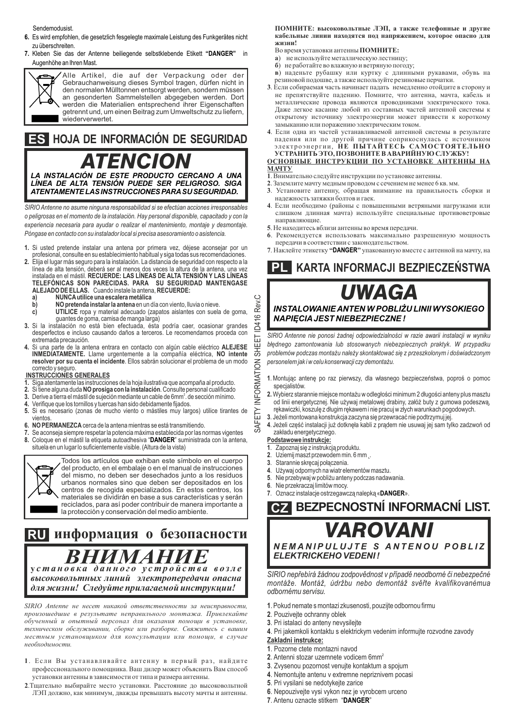Sendemodusist.

6. Es wird empfohlen, die gesetzlich fesgelegte maximale Leistung des Funkgerätes nicht zu überschreiten.
7. Kleben Sie das der Antenne beiliegende selbstklebende Etikett **"DANGER"** in Augenhöhe an Ihren Mast.

Alle Artikel, die auf der Verpackung oder der Gebrauchanweisung dieses Symbol tragen, dürfen nicht in den normalen Mülltonnen entsorgt werden, sondern müssen an gesonderten Sammelstellen abgegeben werden. Dort werden die Materialien entsprechend ihrer Eigenschaften getrennt und, um einen Beitrag zum Umweltschutz zu liefern, wiederverwertet.

## ES HOJA DE INFORMACIÓN DE SEGURIDAD

# ATENCION

***LA INSTALACIÓN DE ESTE PRODUCTO CERCANO A UNA LÍNEA DE ALTA TENSIÓN PUEDE SER PELIGROSO. SIGA ATENTAMENTE LAS INSTRUCCIONES PARA SU SEGURIDAD.***

*SIRIO Antenne no asume ninguna responsabilidad si se efectúan acciones irresponsables o peligrosas en el momento de la instalación. Hay personal disponible, capacitado y con la experiencia necesaria para ayudar o realizar el mantenimiento, montaje y desmontaje. Póngase en contacto con su instalador local si precisa asesoramiento o asistencia.*

1. Si usted pretende instalar una antena por primera vez, déjese aconsejar por un profesional, consulte en su establecimiento habitual y siga todas sus recomendaciones.
2. Elija el lugar más seguro para la instalación. La distancia de seguridad con respecto a la línea de alta tensión, deberá ser al menos dos veces la altura de la antena, una vez instalada en el mástil. **RECUERDE: LAS LÍNEAS DE ALTA TENSIÓN Y LAS LÍNEAS TELEFÓNICAS SON PARECIDAS. PARA SU SEGURIDAD MANTENGASE ALEJADO DE ELLAS.** Cuando instale la antena, **RECUERDE:**
   - a) **NUNCA utilice una escalera metálica**
   - b) **NO pretenda instalar la antena** en un día con viento, lluvia o nieve.
   - c) **UTILICE** ropa y material adecuado (zapatos aislantes con suela de goma, guantes de goma, camisa de manga larga)
3. Si la instalación no está bien efectuada, ésta podría caer, ocasionar grandes desperfectos e incluso causando daños a terceros. Le recomendamos proceda con extremada precaución.
4. Si una parte de la antena entrara en contacto con algún cable eléctrico **ALEJESE INMEDIATAMENTE.** Llame urgentemente a la compañía eléctrica, **NO intente resolver por su cuenta el incidente**. Ellos sabrán solucionar el problema de un modo correcto y seguro.

**INSTRUCCIONES GENERALES**

1. Siga atentamente las instrucciones de la hoja ilustrativa que acompaña al producto.
2. Si tiene alguna duda **NO prosiga con la instalación**. Consulte personal cualificado
3. Derive a tierra el mástil de sujeción mediante un cable de 6mm$^2$. de sección mínimo.
4. Verifique que los tornillos y tuercas han sido debidamente fijados.
5. Si es necesario (zonas de mucho viento o mástiles muy largos) utilice tirantes de vientos.
6. **NO PERMANEZCA** cerca de la antena mientras se está transmitiendo.
7. Se aconseja siempre respetar la potencia máxima establecida por las normas vigentes
8. Coloque en el mástil la etiqueta autoadhesiva "**DANGER**" suministrada con la antena, situela en un lugar lo suficientemente visible. (Altura de la vista)

Todos los artículos que exhiban este símbolo en el cuerpo del producto, en el embalaje o en el manual de instrucciones del mismo, no deben ser desechados junto a los residuos urbanos normales sino que deben ser depositados en los centros de recogida especializados. En estos centros, los materiales se dividirán en base a sus características y serán reciclados, para así poder contribuir de manera importante a la protección y conservación del medio ambiente.

## RU информация о безопасности

# ВНИМАНИЕ

***установка данного устройства возле высоковольтных линий электропередачи опасна для жизни! Следуйте прилагаемой инструкции!***

*SIRIO Antenne не несет никакой ответственности за неисправности, произошедшие в результате неправильного монтажа. Привлекайте обученный и опытный персонал для оказания помощи в установке, техническом обслуживании, сборке или разборке. Свяжитесь с вашим местным установщиком для консультации или помощи, в случае необходимости.*

1. Если Вы устанавливайте антенну в первый раз, найдите профессионального помощника. Ваш дилер может объяснить Вам способ установки антенны в зависимости от типа и размера антенны.
2. Тщательно выбирайте место установки. Расстояние до высоковольтной ЛЭП должно, как минимум, дважды превышать высоту мачты и антенны.

**ПОМНИТЕ: высоковольтные ЛЭП, а также телефонные и другие кабельные линии находятся под напряжением, которое опасно для жизни!**

Во время установки антенны **ПОМНИТЕ:**

- **а**) не используйте металлическую лестницу;
- **б**) не работайте во влажную и ветряную погоду;
- **в**) наденьте рубашку или куртку с длинными рукавами, обувь на резиновой подошве, а также используйте резиновые перчатки.

3. Если собираемая часть начинает падать немедленно отойдите в сторону и не препятствуйте падению. Помните, что антенна, мачта, кабель и металлические провода являются проводниками электрического тока. Даже легкое касание любой из составных частей антенной системы к открытому источнику электроэнергии может привести к короткому замыканию или поражению электрическим током.
4. Если одна из частей устанавливаемой антенной системы в результате падения или по другой причине соприкоснулась с источником электроэнергии, **НЕ ПЫТАЙТЕСЬ САМОСТОЯТЕЛЬНО УСТРАНИТЬ ЭТО, ПОЗВОНИТЕ В АВАРИЙНУЮ СЛУЖБУ!**

**ОСНОВНЫЕ ИНСТРУКЦИИ ПО УСТАНОВКЕ АНТЕННЫ НА МАЧТУ**

1. Внимательно следуйте инструкции по установке антенны.
2. Заземлите мачту медным проводом с сечением не менее 6 кв. мм.
3. Установите антенну, обращая внимание на правильность сборки и надежность затяжки болтов и гаек.
4. Если необходимо (районы с повышенными ветряными нагрузками или слишком длинная мачта) используйте специальные противоветровые направляющие.
5. Не находитесь вблизи антенны во время передачи.
6. Рекомендуется использовать максимально разрешенную мощность передачи в соответствии с законодательством.
7. Наклейте этикетку **"DANGER"** упакованную вместе с антенной на мачту, на

## PL KARTA INFORMACJI BEZPIECZEŃSTWA

# UWAGA

***INSTALOWANIE ANTEN W POBLIŻU LINII WYSOKIEGO NAPIĘCIA JEST NIEBEZPIECZNE !***

*SIRIO Antenne nie ponosi żadnej odpowiedzialności w razie awarii instalacji w wyniku błędnego zamontowania lub stosowanych niebezpiecznych praktyk. W przypadku problemów podczas montażu należy skontaktować się z przeszkolonym i doświadczonym personelem jak i w celu konserwacji czy demontażu.*

1. Montując antenę po raz pierwszy, dla własnego bezpieczeństwa, poproś o pomoc specjalistów.
2. Wybierz starannie miejsce montażu w odległości minimum 2 długości anteny plus masztu od linii energetycznej. Nie używaj metalowej drabiny, załóż buty z gumowa podeszwą, rękawiczki, koszulę z długim rękawem i nie pracuj w złych warunkach pogodowych.
3. Jeżeli montowana konstrukcja zaczyna się przewracać nie podtrzymuj jej.
4. Jeżeli część instalacji już dotknęła kabli z prądem nie usuwaj jej sam tylko zadzwoń od zakładu energetycznego.

**Podstawowe instrukcje:**

1. Zapoznaj się z instrukcją produktu.
2. Uziemij maszt przewodem min. 6 mm .
3. Starannie skręcaj połączenia.
4. Używaj odpornych na wiatr elementów masztu.
5. Nie przebywaj w pobliżu anteny podczas nadawania.
6. Nie przekraczaj limitów mocy.
7. Oznacz instalacje ostrzegawczą nalepką «**DANGER**».

## CZ BEZPECNOSTNÍ INFORMACNÍ LIST.

# VAROVANI

***NEMANIPULUJTE S ANTENOU POBLIZ ELEKTRICKEHO VEDENI !***

*SIRIO nepřebírá žádnou zodpovědnost v případě neodborné či nebezpečné montáže. Montáž, údržbu nebo demontáž svěřte kvalifikovanému odbornému servisu.*

1. Pokud nemate s montazi zkusenosti, pouzijte odbornou firmu
2. Pouzivejte ochranny oblek
3. Pri istalaci do anteny nevysilejte
4. Pri jakemkoli kontaktu s elektrickym vedenim informujte rozvodne zavody

**Zakladni instrukce:**

1. Pozorne ctete montazni navod
2. Antenni stozar uzemnete vodicem 6mm$^2$
3. Zvysenou pozornost venujte kontaktum a spojum
4. Nemontujte antenu v extremne neprizniv em pocasi
5. Pri vysilani se nedotykejte zarice
6. Nepouzivejte vysi vykon nez je vyrobcem urceno
7. Antenu oznacte stitkem "**DANGER**"

SAFETY INFORMATION SHEET ID416 Rev.C